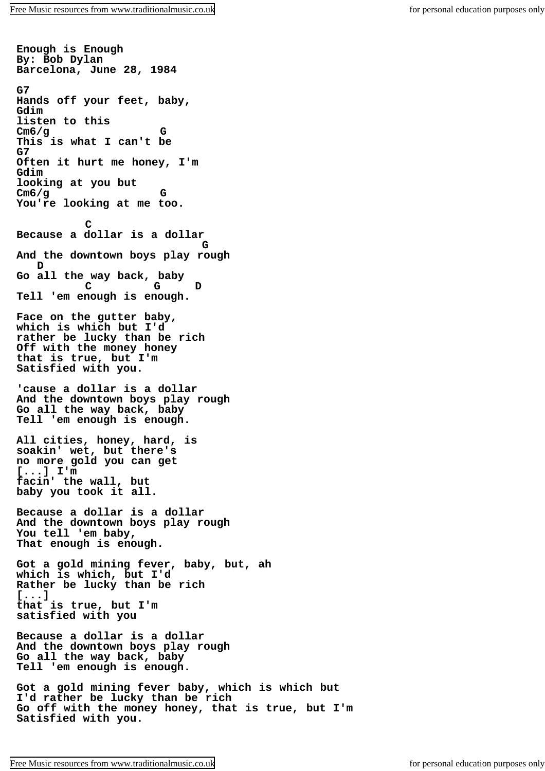```
Enough is Enough
By: Bob Dylan
Barcelona, June 28, 1984

G7
Hands off your feet, baby,
Gdim
listen to this
Cm6/g               G
This is what I can't be
G7
Often it hurt me honey, I'm
Gdim
looking at you but
Cm6/g               G
You're looking at me too.

          C
Because a dollar is a dollar
                            G
And the downtown boys play rough
   D
Go all the way back, baby
          C         G     D
Tell 'em enough is enough.

Face on the gutter baby,
which is which but I'd
rather be lucky than be rich
Off with the money honey
that is true, but I'm
Satisfied with you.

'cause a dollar is a dollar
And the downtown boys play rough
Go all the way back, baby
Tell 'em enough is enough.

All cities, honey, hard, is
soakin' wet, but there's
no more gold you can get
[...] I'm
facin' the wall, but
baby you took it all.

Because a dollar is a dollar
And the downtown boys play rough
You tell 'em baby,
That enough is enough.

Got a gold mining fever, baby, but, ah
which is which, but I'd
Rather be lucky than be rich
[...]
that is true, but I'm
satisfied with you

Because a dollar is a dollar
And the downtown boys play rough
Go all the way back, baby
Tell 'em enough is enough.

Got a gold mining fever baby, which is which but
I'd rather be lucky than be rich
Go off with the money honey, that is true, but I'm
Satisfied with you.
```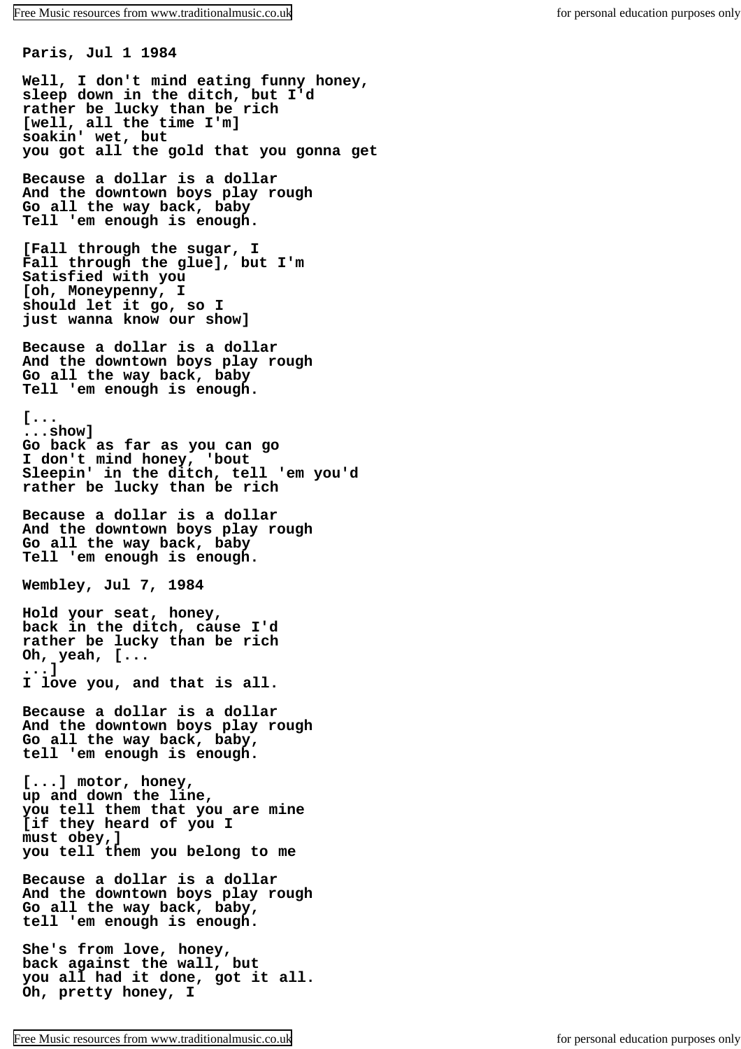**Paris, Jul 1 1984**

**Well, I don't mind eating funny honey,**
**sleep down in the ditch, but I'd**
**rather be lucky than be rich**
**[well, all the time I'm]**
**soakin' wet, but**
**you got all the gold that you gonna get**

**Because a dollar is a dollar**
**And the downtown boys play rough**
**Go all the way back, baby**
**Tell 'em enough is enough.**

**[Fall through the sugar, I**
**Fall through the glue], but I'm**
**Satisfied with you**
**[oh, Moneypenny, I**
**should let it go, so I**
**just wanna know our show]**

**Because a dollar is a dollar**
**And the downtown boys play rough**
**Go all the way back, baby**
**Tell 'em enough is enough.**

**[...**
**...show]**
**Go back as far as you can go**
**I don't mind honey, 'bout**
**Sleepin' in the ditch, tell 'em you'd**
**rather be lucky than be rich**

**Because a dollar is a dollar**
**And the downtown boys play rough**
**Go all the way back, baby**
**Tell 'em enough is enough.**

**Wembley, Jul 7, 1984**

**Hold your seat, honey,**
**back in the ditch, cause I'd**
**rather be lucky than be rich**
**Oh, yeah, [...**
**...]**
**I love you, and that is all.**

**Because a dollar is a dollar**
**And the downtown boys play rough**
**Go all the way back, baby,**
**tell 'em enough is enough.**

**[...] motor, honey,**
**up and down the line,**
**you tell them that you are mine**
**[if they heard of you I**
**must obey,]**
**you tell them you belong to me**

**Because a dollar is a dollar**
**And the downtown boys play rough**
**Go all the way back, baby,**
**tell 'em enough is enough.**

**She's from love, honey,**
**back against the wall, but**
**you all had it done, got it all.**
**Oh, pretty honey, I**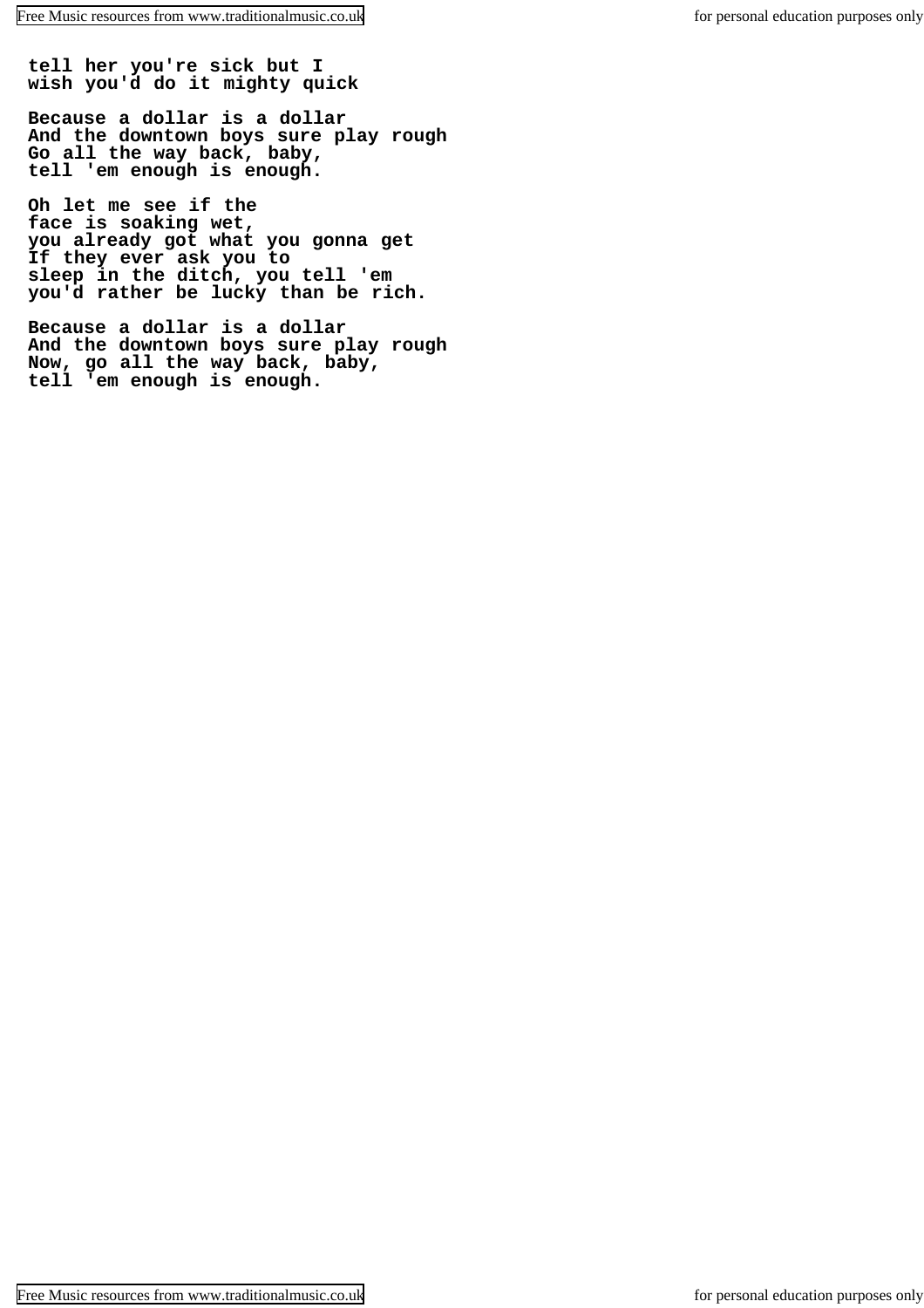**tell her you're sick but I**
**wish you'd do it mighty quick**

**Because a dollar is a dollar**
**And the downtown boys sure play rough**
**Go all the way back, baby,**
**tell 'em enough is enough.**

**Oh let me see if the**
**face is soaking wet,**
**you already got what you gonna get**
**If they ever ask you to**
**sleep in the ditch, you tell 'em**
**you'd rather be lucky than be rich.**

**Because a dollar is a dollar**
**And the downtown boys sure play rough**
**Now, go all the way back, baby,**
**tell 'em enough is enough.**